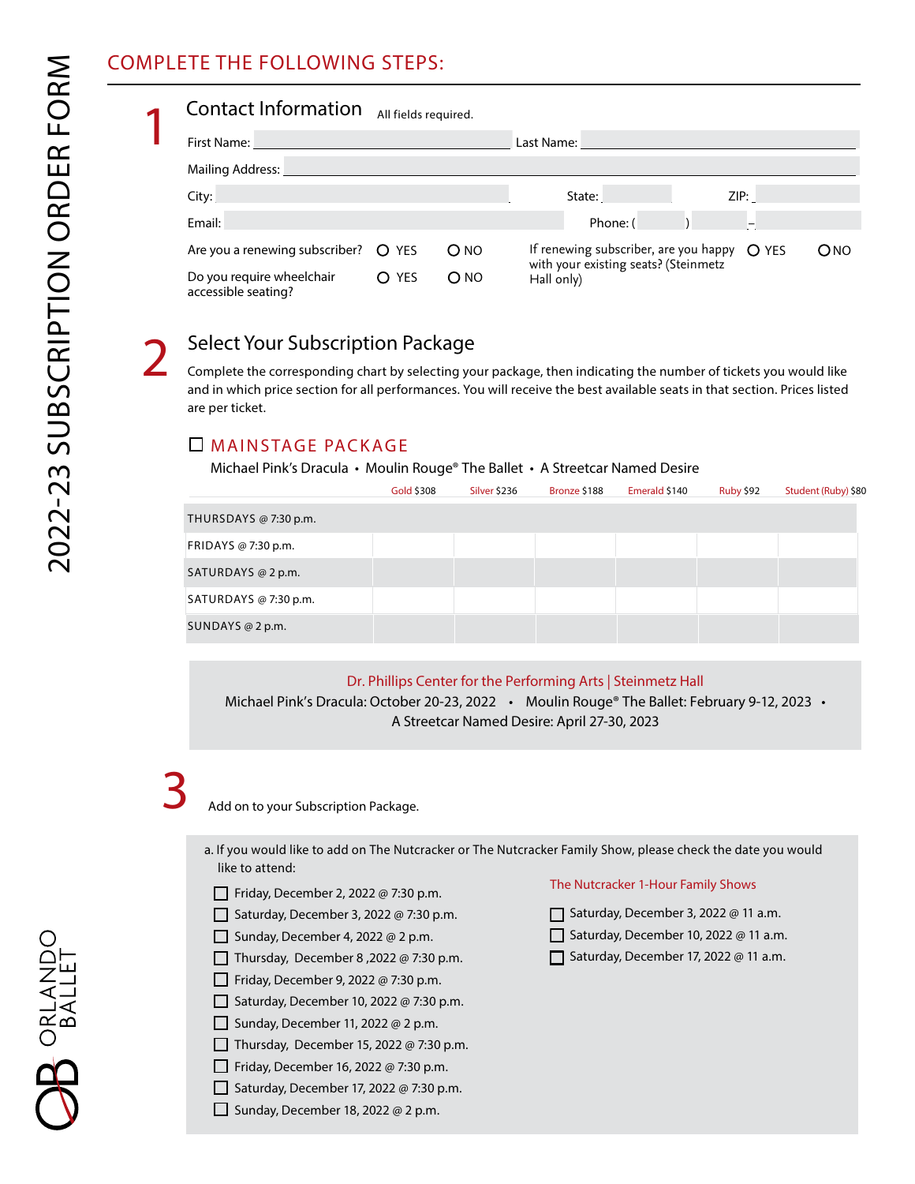# 2022-23 SUBSCRIPTION ORDER FORM

## COMPLETE THE FOLLOWING STEPS:

### 1 Contact Information

All fields required.

First Name: ____________________ Last Name: ____________________

Mailing Address: ________________________________________

City: ____________________ State: ________ ZIP: ________

Email: ____________________ Phone: ( ) ________

Are you a renewing subscriber? ○ YES ○ NO

If renewing subscriber, are you happy with your existing seats? (Steinmetz Hall only) ○ YES ○ NO

Do you require wheelchair accessible seating? ○ YES ○ NO

### 2 Select Your Subscription Package

Complete the corresponding chart by selecting your package, then indicating the number of tickets you would like and in which price section for all performances. You will receive the best available seats in that section. Prices listed are per ticket.

☐ **MAINSTAGE PACKAGE**

Michael Pink's Dracula • Moulin Rouge® The Ballet • A Streetcar Named Desire

| | Gold $308 | Silver $236 | Bronze $188 | Emerald $140 | Ruby $92 | Student (Ruby) $80 |
|---|---|---|---|---|---|---|
| THURSDAYS @ 7:30 p.m. | | | | | | |
| FRIDAYS @ 7:30 p.m. | | | | | | |
| SATURDAYS @ 2 p.m. | | | | | | |
| SATURDAYS @ 7:30 p.m. | | | | | | |
| SUNDAYS @ 2 p.m. | | | | | | |

Dr. Phillips Center for the Performing Arts | Steinmetz Hall

Michael Pink's Dracula: October 20-23, 2022 • Moulin Rouge® The Ballet: February 9-12, 2023 • A Streetcar Named Desire: April 27-30, 2023

### 3 Add on to your Subscription Package.

a. If you would like to add on The Nutcracker or The Nutcracker Family Show, please check the date you would like to attend:

- ☐ Friday, December 2, 2022 @ 7:30 p.m.
- ☐ Saturday, December 3, 2022 @ 7:30 p.m.
- ☐ Sunday, December 4, 2022 @ 2 p.m.
- ☐ Thursday, December 8 ,2022 @ 7:30 p.m.
- ☐ Friday, December 9, 2022 @ 7:30 p.m.
- ☐ Saturday, December 10, 2022 @ 7:30 p.m.
- ☐ Sunday, December 11, 2022 @ 2 p.m.
- ☐ Thursday, December 15, 2022 @ 7:30 p.m.
- ☐ Friday, December 16, 2022 @ 7:30 p.m.
- ☐ Saturday, December 17, 2022 @ 7:30 p.m.
- ☐ Sunday, December 18, 2022 @ 2 p.m.

The Nutcracker 1-Hour Family Shows

- ☐ Saturday, December 3, 2022 @ 11 a.m.
- ☐ Saturday, December 10, 2022 @ 11 a.m.
- ☐ Saturday, December 17, 2022 @ 11 a.m.

ORLANDO BALLET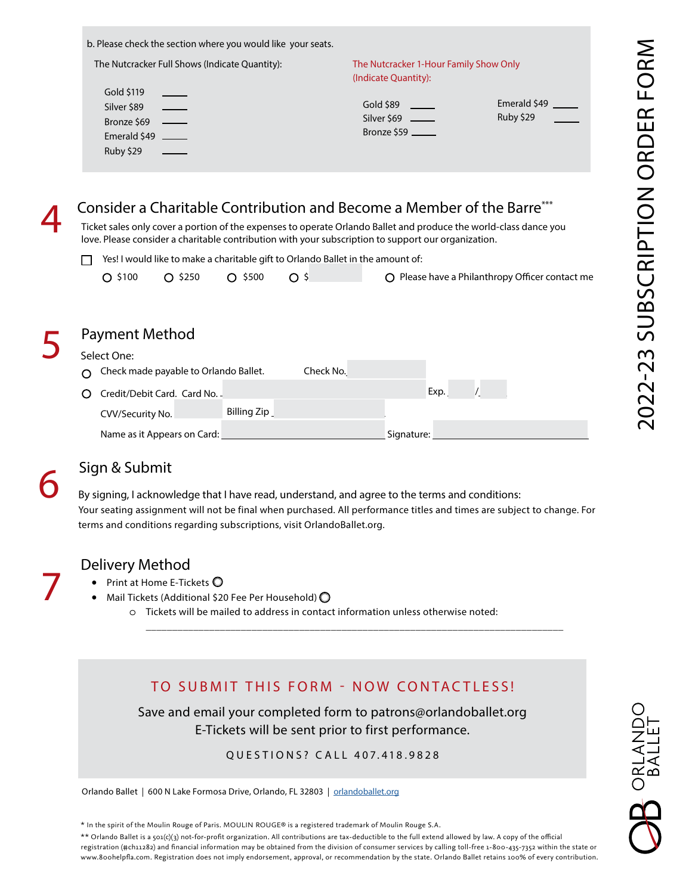b. Please check the section where you would like your seats.

The Nutcracker Full Shows (Indicate Quantity):

- Gold $119 ____
- Silver $89 ____
- Bronze $69 ____
- Emerald $49 ____
- Ruby $29 ____

The Nutcracker 1-Hour Family Show Only (Indicate Quantity):

- Gold $89 ____
- Silver $69 ____
- Bronze $59 ____
- Emerald $49 ____
- Ruby $29 ____

## 4 Consider a Charitable Contribution and Become a Member of the Barre***

Ticket sales only cover a portion of the expenses to operate Orlando Ballet and produce the world-class dance you love. Please consider a charitable contribution with your subscription to support our organization.

☐ Yes! I would like to make a charitable gift to Orlando Ballet in the amount of:

○ $100 ○ $250 ○ $500 ○ $ ____ ○ Please have a Philanthropy Officer contact me

## 5 Payment Method

Select One:

○ Check made payable to Orlando Ballet. Check No. ____

○ Credit/Debit Card. Card No. ____ Exp. ____ / ____

CVV/Security No. ____ Billing Zip ____

Name as it Appears on Card: ____ Signature: ____

## 6 Sign & Submit

By signing, I acknowledge that I have read, understand, and agree to the terms and conditions:
Your seating assignment will not be final when purchased. All performance titles and times are subject to change. For terms and conditions regarding subscriptions, visit OrlandoBallet.org.

## 7 Delivery Method

- Print at Home E-Tickets ○
- Mail Tickets (Additional $20 Fee Per Household) ○
  - Tickets will be mailed to address in contact information unless otherwise noted:

____________________________________________________________

### TO SUBMIT THIS FORM - NOW CONTACTLESS!

Save and email your completed form to patrons@orlandoballet.org
E-Tickets will be sent prior to first performance.

QUESTIONS? CALL 407.418.9828

Orlando Ballet | 600 N Lake Formosa Drive, Orlando, FL 32803 | orlandoballet.org

\* In the spirit of the Moulin Rouge of Paris. MOULIN ROUGE® is a registered trademark of Moulin Rouge S.A.

** Orlando Ballet is a 501(c)(3) not-for-profit organization. All contributions are tax-deductible to the full extend allowed by law. A copy of the official registration (#ch11282) and financial information may be obtained from the division of consumer services by calling toll-free 1-800-435-7352 within the state or www.800helpfla.com. Registration does not imply endorsement, approval, or recommendation by the state. Orlando Ballet retains 100% of every contribution.

2022-23 SUBSCRIPTION ORDER FORM

ORLANDO BALLET